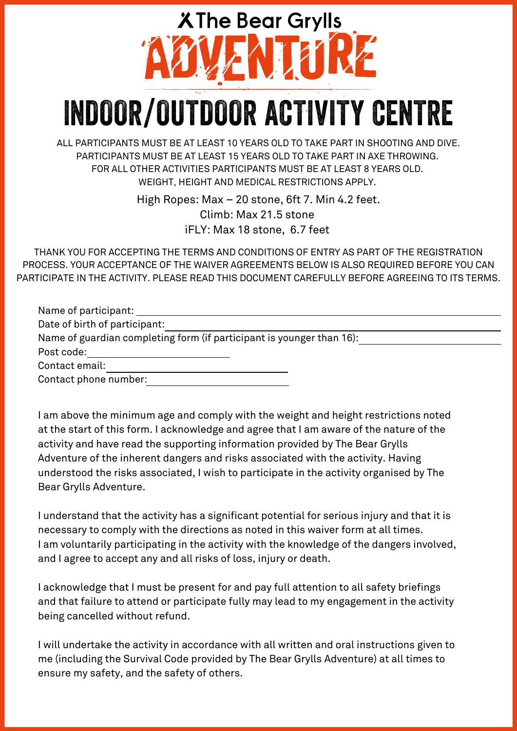# The Bear Grylls ADVENTURE

# INDOOR/OUTDOOR ACTIVITY CENTRE

ALL PARTICIPANTS MUST BE AT LEAST 10 YEARS OLD TO TAKE PART IN SHOOTING AND DIVE.
PARTICIPANTS MUST BE AT LEAST 15 YEARS OLD TO TAKE PART IN AXE THROWING.
FOR ALL OTHER ACTIVITIES PARTICIPANTS MUST BE AT LEAST 8 YEARS OLD.
WEIGHT, HEIGHT AND MEDICAL RESTRICTIONS APPLY.

High Ropes: Max – 20 stone, 6ft 7. Min 4.2 feet.
Climb: Max 21.5 stone
iFLY: Max 18 stone, 6.7 feet

THANK YOU FOR ACCEPTING THE TERMS AND CONDITIONS OF ENTRY AS PART OF THE REGISTRATION PROCESS. YOUR ACCEPTANCE OF THE WAIVER AGREEMENTS BELOW IS ALSO REQUIRED BEFORE YOU CAN PARTICIPATE IN THE ACTIVITY. PLEASE READ THIS DOCUMENT CAREFULLY BEFORE AGREEING TO ITS TERMS.

Name of participant: ______________________________

Date of birth of participant: ______________________________

Name of guardian completing form (if participant is younger than 16): ______________________________

Post code: ______________________________

Contact email: ______________________________

Contact phone number: ______________________________

I am above the minimum age and comply with the weight and height restrictions noted at the start of this form. I acknowledge and agree that I am aware of the nature of the activity and have read the supporting information provided by The Bear Grylls Adventure of the inherent dangers and risks associated with the activity. Having understood the risks associated, I wish to participate in the activity organised by The Bear Grylls Adventure.

I understand that the activity has a significant potential for serious injury and that it is necessary to comply with the directions as noted in this waiver form at all times.
I am voluntarily participating in the activity with the knowledge of the dangers involved, and I agree to accept any and all risks of loss, injury or death.

I acknowledge that I must be present for and pay full attention to all safety briefings and that failure to attend or participate fully may lead to my engagement in the activity being cancelled without refund.

I will undertake the activity in accordance with all written and oral instructions given to me (including the Survival Code provided by The Bear Grylls Adventure) at all times to ensure my safety, and the safety of others.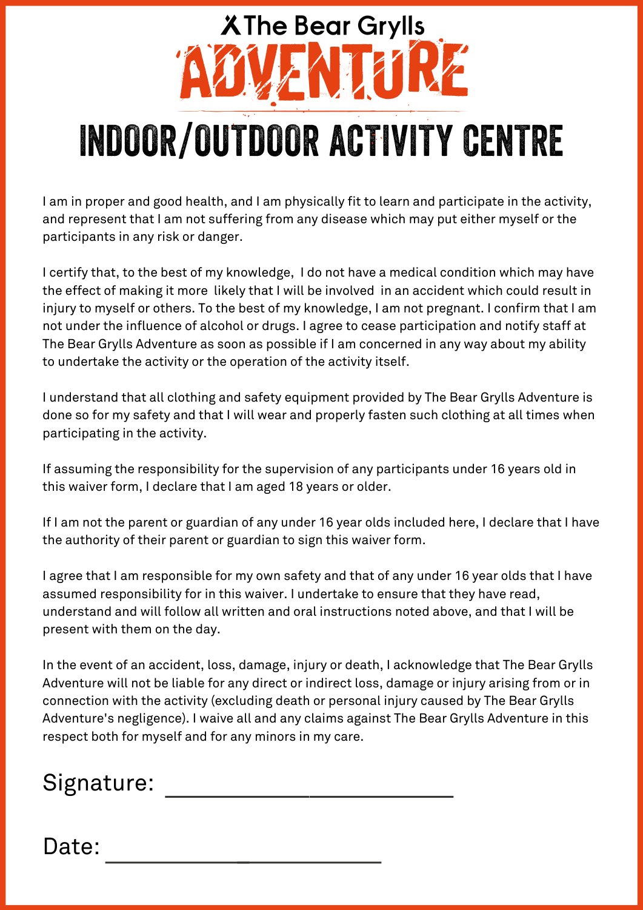# The Bear Grylls ADVENTURE

# INDOOR/OUTDOOR ACTIVITY CENTRE

I am in proper and good health, and I am physically fit to learn and participate in the activity, and represent that I am not suffering from any disease which may put either myself or the participants in any risk or danger.

I certify that, to the best of my knowledge, I do not have a medical condition which may have the effect of making it more likely that I will be involved in an accident which could result in injury to myself or others. To the best of my knowledge, I am not pregnant. I confirm that I am not under the influence of alcohol or drugs. I agree to cease participation and notify staff at The Bear Grylls Adventure as soon as possible if I am concerned in any way about my ability to undertake the activity or the operation of the activity itself.

I understand that all clothing and safety equipment provided by The Bear Grylls Adventure is done so for my safety and that I will wear and properly fasten such clothing at all times when participating in the activity.

If assuming the responsibility for the supervision of any participants under 16 years old in this waiver form, I declare that I am aged 18 years or older.

If I am not the parent or guardian of any under 16 year olds included here, I declare that I have the authority of their parent or guardian to sign this waiver form.

I agree that I am responsible for my own safety and that of any under 16 year olds that I have assumed responsibility for in this waiver. I undertake to ensure that they have read, understand and will follow all written and oral instructions noted above, and that I will be present with them on the day.

In the event of an accident, loss, damage, injury or death, I acknowledge that The Bear Grylls Adventure will not be liable for any direct or indirect loss, damage or injury arising from or in connection with the activity (excluding death or personal injury caused by The Bear Grylls Adventure's negligence). I waive all and any claims against The Bear Grylls Adventure in this respect both for myself and for any minors in my care.

Signature: ______________________

Date: ______________________